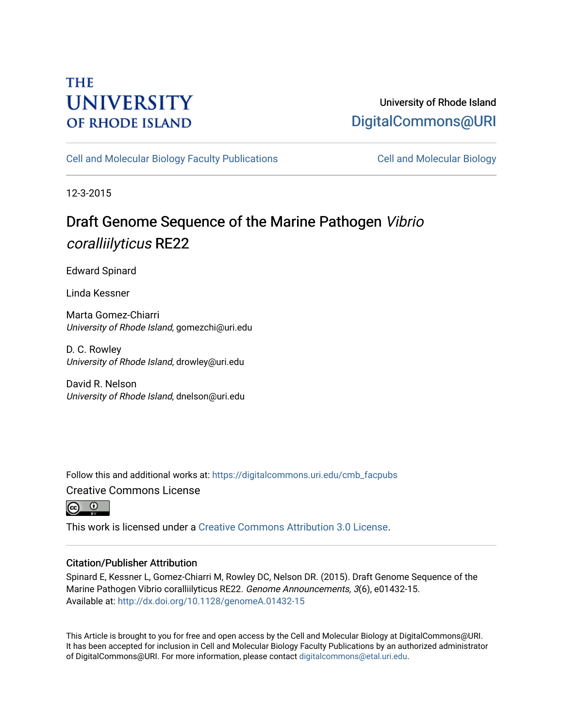THE UNIVERSITY OF RHODE ISLAND

University of Rhode Island
DigitalCommons@URI

Cell and Molecular Biology Faculty Publications | Cell and Molecular Biology

12-3-2015

# Draft Genome Sequence of the Marine Pathogen *Vibrio coralliilyticus* RE22

Edward Spinard

Linda Kessner

Marta Gomez-Chiarri
*University of Rhode Island*, gomezchi@uri.edu

D. C. Rowley
*University of Rhode Island*, drowley@uri.edu

David R. Nelson
*University of Rhode Island*, dnelson@uri.edu

Follow this and additional works at: https://digitalcommons.uri.edu/cmb_facpubs

Creative Commons License

This work is licensed under a Creative Commons Attribution 3.0 License.

## Citation/Publisher Attribution

Spinard E, Kessner L, Gomez-Chiarri M, Rowley DC, Nelson DR. (2015). Draft Genome Sequence of the Marine Pathogen Vibrio coralliilyticus RE22. *Genome Announcements, 3*(6), e01432-15.
Available at: http://dx.doi.org/10.1128/genomeA.01432-15

This Article is brought to you for free and open access by the Cell and Molecular Biology at DigitalCommons@URI. It has been accepted for inclusion in Cell and Molecular Biology Faculty Publications by an authorized administrator of DigitalCommons@URI. For more information, please contact digitalcommons@etal.uri.edu.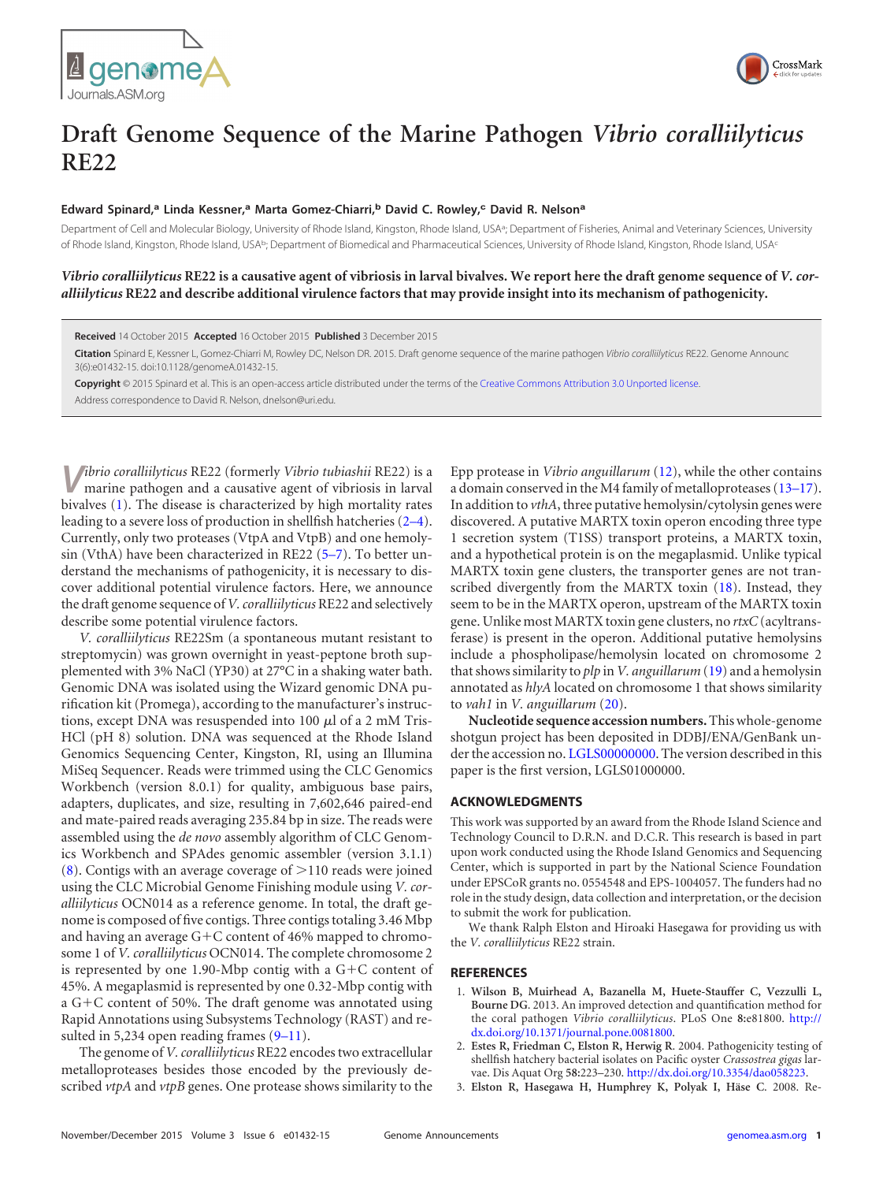# Draft Genome Sequence of the Marine Pathogen *Vibrio coralliilyticus* RE22

**Edward Spinard,[a] Linda Kessner,[a] Marta Gomez-Chiarri,[b] David C. Rowley,[c] David R. Nelson[a]**

Department of Cell and Molecular Biology, University of Rhode Island, Kingston, Rhode Island, USA[a]; Department of Fisheries, Animal and Veterinary Sciences, University of Rhode Island, Kingston, Rhode Island, USA[b]; Department of Biomedical and Pharmaceutical Sciences, University of Rhode Island, Kingston, Rhode Island, USA[c]

***Vibrio coralliilyticus* RE22 is a causative agent of vibriosis in larval bivalves. We report here the draft genome sequence of *V. coralliilyticus* RE22 and describe additional virulence factors that may provide insight into its mechanism of pathogenicity.**

**Received** 14 October 2015 **Accepted** 16 October 2015 **Published** 3 December 2015

**Citation** Spinard E, Kessner L, Gomez-Chiarri M, Rowley DC, Nelson DR. 2015. Draft genome sequence of the marine pathogen *Vibrio coralliilyticus* RE22. Genome Announc 3(6):e01432-15. doi:10.1128/genomeA.01432-15.

**Copyright** © 2015 Spinard et al. This is an open-access article distributed under the terms of the Creative Commons Attribution 3.0 Unported license.

Address correspondence to David R. Nelson, dnelson@uri.edu.

*Vibrio coralliilyticus* RE22 (formerly *Vibrio tubiashii* RE22) is a marine pathogen and a causative agent of vibriosis in larval bivalves (1). The disease is characterized by high mortality rates leading to a severe loss of production in shellfish hatcheries (2–4). Currently, only two proteases (VtpA and VtpB) and one hemolysin (VthA) have been characterized in RE22 (5–7). To better understand the mechanisms of pathogenicity, it is necessary to discover additional potential virulence factors. Here, we announce the draft genome sequence of *V. coralliilyticus* RE22 and selectively describe some potential virulence factors.

*V. coralliilyticus* RE22Sm (a spontaneous mutant resistant to streptomycin) was grown overnight in yeast-peptone broth supplemented with 3% NaCl (YP30) at 27°C in a shaking water bath. Genomic DNA was isolated using the Wizard genomic DNA purification kit (Promega), according to the manufacturer's instructions, except DNA was resuspended into 100 $\mu$l of a 2 mM Tris-HCl (pH 8) solution. DNA was sequenced at the Rhode Island Genomics Sequencing Center, Kingston, RI, using an Illumina MiSeq Sequencer. Reads were trimmed using the CLC Genomics Workbench (version 8.0.1) for quality, ambiguous base pairs, adapters, duplicates, and size, resulting in 7,602,646 paired-end and mate-paired reads averaging 235.84 bp in size. The reads were assembled using the *de novo* assembly algorithm of CLC Genomics Workbench and SPAdes genomic assembler (version 3.1.1) (8). Contigs with an average coverage of >110 reads were joined using the CLC Microbial Genome Finishing module using *V. coralliilyticus* OCN014 as a reference genome. In total, the draft genome is composed of five contigs. Three contigs totaling 3.46 Mbp and having an average G+C content of 46% mapped to chromosome 1 of *V. coralliilyticus* OCN014. The complete chromosome 2 is represented by one 1.90-Mbp contig with a G+C content of 45%. A megaplasmid is represented by one 0.32-Mbp contig with a G+C content of 50%. The draft genome was annotated using Rapid Annotations using Subsystems Technology (RAST) and resulted in 5,234 open reading frames (9–11).

The genome of *V. coralliilyticus* RE22 encodes two extracellular metalloproteases besides those encoded by the previously described *vtpA* and *vtpB* genes. One protease shows similarity to the Epp protease in *Vibrio anguillarum* (12), while the other contains a domain conserved in the M4 family of metalloproteases (13–17). In addition to *vthA*, three putative hemolysin/cytolysin genes were discovered. A putative MARTX toxin operon encoding three type 1 secretion system (T1SS) transport proteins, a MARTX toxin, and a hypothetical protein is on the megaplasmid. Unlike typical MARTX toxin gene clusters, the transporter genes are not transcribed divergently from the MARTX toxin (18). Instead, they seem to be in the MARTX operon, upstream of the MARTX toxin gene. Unlike most MARTX toxin gene clusters, no *rtxC* (acyltransferase) is present in the operon. Additional putative hemolysins include a phospholipase/hemolysin located on chromosome 2 that shows similarity to *plp* in *V. anguillarum* (19) and a hemolysin annotated as *hlyA* located on chromosome 1 that shows similarity to *vah1* in *V. anguillarum* (20).

**Nucleotide sequence accession numbers.** This whole-genome shotgun project has been deposited in DDBJ/ENA/GenBank under the accession no. LGLS00000000. The version described in this paper is the first version, LGLS01000000.

## ACKNOWLEDGMENTS

This work was supported by an award from the Rhode Island Science and Technology Council to D.R.N. and D.C.R. This research is based in part upon work conducted using the Rhode Island Genomics and Sequencing Center, which is supported in part by the National Science Foundation under EPSCoR grants no. 0554548 and EPS-1004057. The funders had no role in the study design, data collection and interpretation, or the decision to submit the work for publication.

We thank Ralph Elston and Hiroaki Hasegawa for providing us with the *V. coralliilyticus* RE22 strain.

## REFERENCES

1. **Wilson B, Muirhead A, Bazanella M, Huete-Stauffer C, Vezzulli L, Bourne DG.** 2013. An improved detection and quantification method for the coral pathogen *Vibrio coralliilyticus*. PLoS One **8:**e81800. http://dx.doi.org/10.1371/journal.pone.0081800.
2. **Estes R, Friedman C, Elston R, Herwig R.** 2004. Pathogenicity testing of shellfish hatchery bacterial isolates on Pacific oyster *Crassostrea gigas* larvae. Dis Aquat Org **58:**223–230. http://dx.doi.org/10.3354/dao058223.
3. **Elston R, Hasegawa H, Humphrey K, Polyak I, Häse C.** 2008. Re-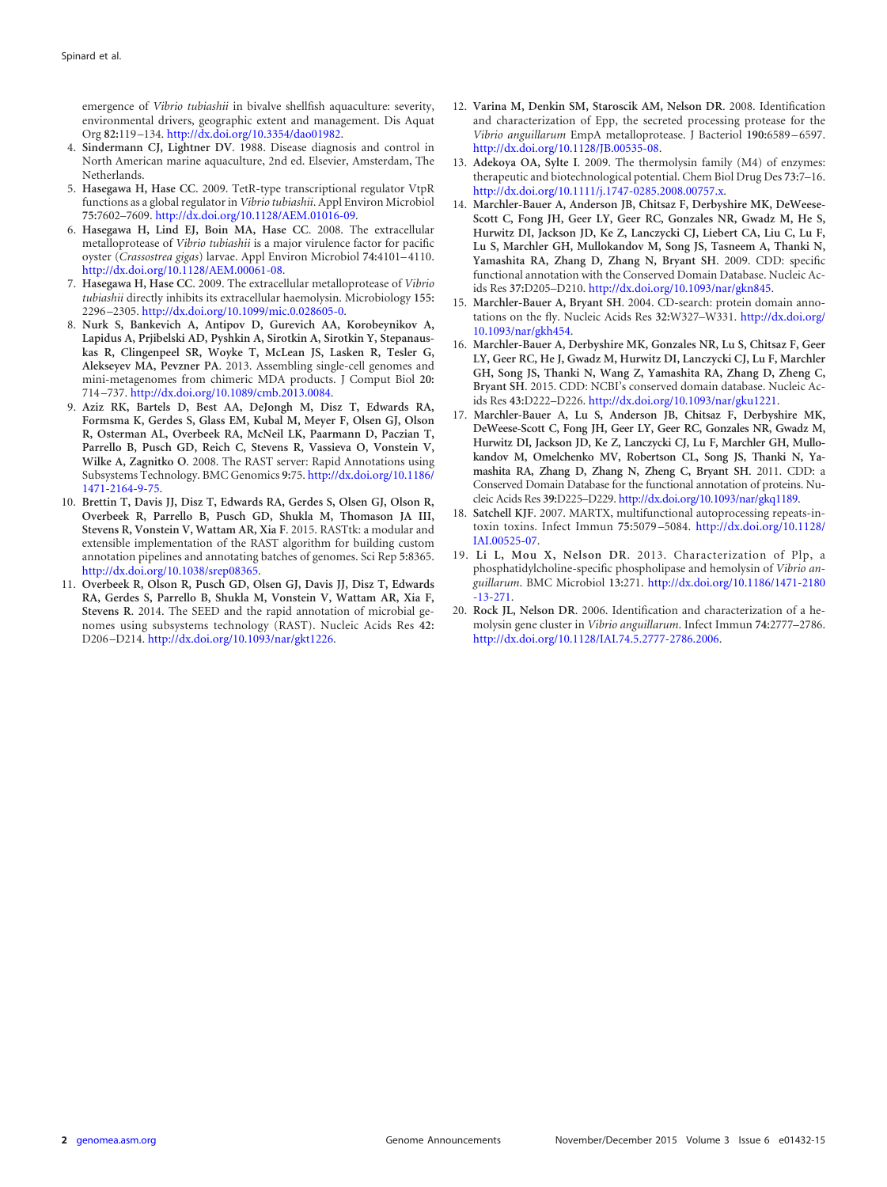emergence of *Vibrio tubiashii* in bivalve shellfish aquaculture: severity, environmental drivers, geographic extent and management. Dis Aquat Org **82:**119–134. http://dx.doi.org/10.3354/dao01982.

4. **Sindermann CJ, Lightner DV.** 1988. Disease diagnosis and control in North American marine aquaculture, 2nd ed. Elsevier, Amsterdam, The Netherlands.
5. **Hasegawa H, Hase CC.** 2009. TetR-type transcriptional regulator VtpR functions as a global regulator in *Vibrio tubiashii*. Appl Environ Microbiol **75:**7602–7609. http://dx.doi.org/10.1128/AEM.01016-09.
6. **Hasegawa H, Lind EJ, Boin MA, Hase CC.** 2008. The extracellular metalloprotease of *Vibrio tubiashii* is a major virulence factor for pacific oyster (*Crassostrea gigas*) larvae. Appl Environ Microbiol **74:**4101–4110. http://dx.doi.org/10.1128/AEM.00061-08.
7. **Hasegawa H, Hase CC.** 2009. The extracellular metalloprotease of *Vibrio tubiashii* directly inhibits its extracellular haemolysin. Microbiology **155:** 2296–2305. http://dx.doi.org/10.1099/mic.0.028605-0.
8. **Nurk S, Bankevich A, Antipov D, Gurevich AA, Korobeynikov A, Lapidus A, Prjibelski AD, Pyshkin A, Sirotkin A, Sirotkin Y, Stepanauskas R, Clingenpeel SR, Woyke T, McLean JS, Lasken R, Tesler G, Alekseyev MA, Pevzner PA.** 2013. Assembling single-cell genomes and mini-metagenomes from chimeric MDA products. J Comput Biol **20:** 714–737. http://dx.doi.org/10.1089/cmb.2013.0084.
9. **Aziz RK, Bartels D, Best AA, DeJongh M, Disz T, Edwards RA, Formsma K, Gerdes S, Glass EM, Kubal M, Meyer F, Olsen GJ, Olson R, Osterman AL, Overbeek RA, McNeil LK, Paarmann D, Paczian T, Parrello B, Pusch GD, Reich C, Stevens R, Vassieva O, Vonstein V, Wilke A, Zagnitko O.** 2008. The RAST server: Rapid Annotations using Subsystems Technology. BMC Genomics **9:**75. http://dx.doi.org/10.1186/1471-2164-9-75.
10. **Brettin T, Davis JJ, Disz T, Edwards RA, Gerdes S, Olsen GJ, Olson R, Overbeek R, Parrello B, Pusch GD, Shukla M, Thomason JA III, Stevens R, Vonstein V, Wattam AR, Xia F.** 2015. RASTtk: a modular and extensible implementation of the RAST algorithm for building custom annotation pipelines and annotating batches of genomes. Sci Rep **5:**8365. http://dx.doi.org/10.1038/srep08365.
11. **Overbeek R, Olson R, Pusch GD, Olsen GJ, Davis JJ, Disz T, Edwards RA, Gerdes S, Parrello B, Shukla M, Vonstein V, Wattam AR, Xia F, Stevens R.** 2014. The SEED and the rapid annotation of microbial genomes using subsystems technology (RAST). Nucleic Acids Res **42:** D206–D214. http://dx.doi.org/10.1093/nar/gkt1226.
12. **Varina M, Denkin SM, Staroscik AM, Nelson DR.** 2008. Identification and characterization of Epp, the secreted processing protease for the *Vibrio anguillarum* EmpA metalloprotease. J Bacteriol **190:**6589–6597. http://dx.doi.org/10.1128/JB.00535-08.
13. **Adekoya OA, Sylte I.** 2009. The thermolysin family (M4) of enzymes: therapeutic and biotechnological potential. Chem Biol Drug Des **73:**7–16. http://dx.doi.org/10.1111/j.1747-0285.2008.00757.x.
14. **Marchler-Bauer A, Anderson JB, Chitsaz F, Derbyshire MK, DeWeese-Scott C, Fong JH, Geer LY, Geer RC, Gonzales NR, Gwadz M, He S, Hurwitz DI, Jackson JD, Ke Z, Lanczycki CJ, Liebert CA, Liu C, Lu F, Lu S, Marchler GH, Mullokandov M, Song JS, Tasneem A, Thanki N, Yamashita RA, Zhang D, Zhang N, Bryant SH.** 2009. CDD: specific functional annotation with the Conserved Domain Database. Nucleic Acids Res **37:**D205–D210. http://dx.doi.org/10.1093/nar/gkn845.
15. **Marchler-Bauer A, Bryant SH.** 2004. CD-search: protein domain annotations on the fly. Nucleic Acids Res **32:**W327–W331. http://dx.doi.org/10.1093/nar/gkh454.
16. **Marchler-Bauer A, Derbyshire MK, Gonzales NR, Lu S, Chitsaz F, Geer LY, Geer RC, He J, Gwadz M, Hurwitz DI, Lanczycki CJ, Lu F, Marchler GH, Song JS, Thanki N, Wang Z, Yamashita RA, Zhang D, Zheng C, Bryant SH.** 2015. CDD: NCBI's conserved domain database. Nucleic Acids Res **43:**D222–D226. http://dx.doi.org/10.1093/nar/gku1221.
17. **Marchler-Bauer A, Lu S, Anderson JB, Chitsaz F, Derbyshire MK, DeWeese-Scott C, Fong JH, Geer LY, Geer RC, Gonzales NR, Gwadz M, Hurwitz DI, Jackson JD, Ke Z, Lanczycki CJ, Lu F, Marchler GH, Mullokandov M, Omelchenko MV, Robertson CL, Song JS, Thanki N, Yamashita RA, Zhang D, Zhang N, Zheng C, Bryant SH.** 2011. CDD: a Conserved Domain Database for the functional annotation of proteins. Nucleic Acids Res **39:**D225–D229. http://dx.doi.org/10.1093/nar/gkq1189.
18. **Satchell KJF.** 2007. MARTX, multifunctional autoprocessing repeats-in-toxin toxins. Infect Immun **75:**5079–5084. http://dx.doi.org/10.1128/IAI.00525-07.
19. **Li L, Mou X, Nelson DR.** 2013. Characterization of Plp, a phosphatidylcholine-specific phospholipase and hemolysin of *Vibrio anguillarum*. BMC Microbiol **13:**271. http://dx.doi.org/10.1186/1471-2180-13-271.
20. **Rock JL, Nelson DR.** 2006. Identification and characterization of a hemolysin gene cluster in *Vibrio anguillarum*. Infect Immun **74:**2777–2786. http://dx.doi.org/10.1128/IAI.74.5.2777-2786.2006.